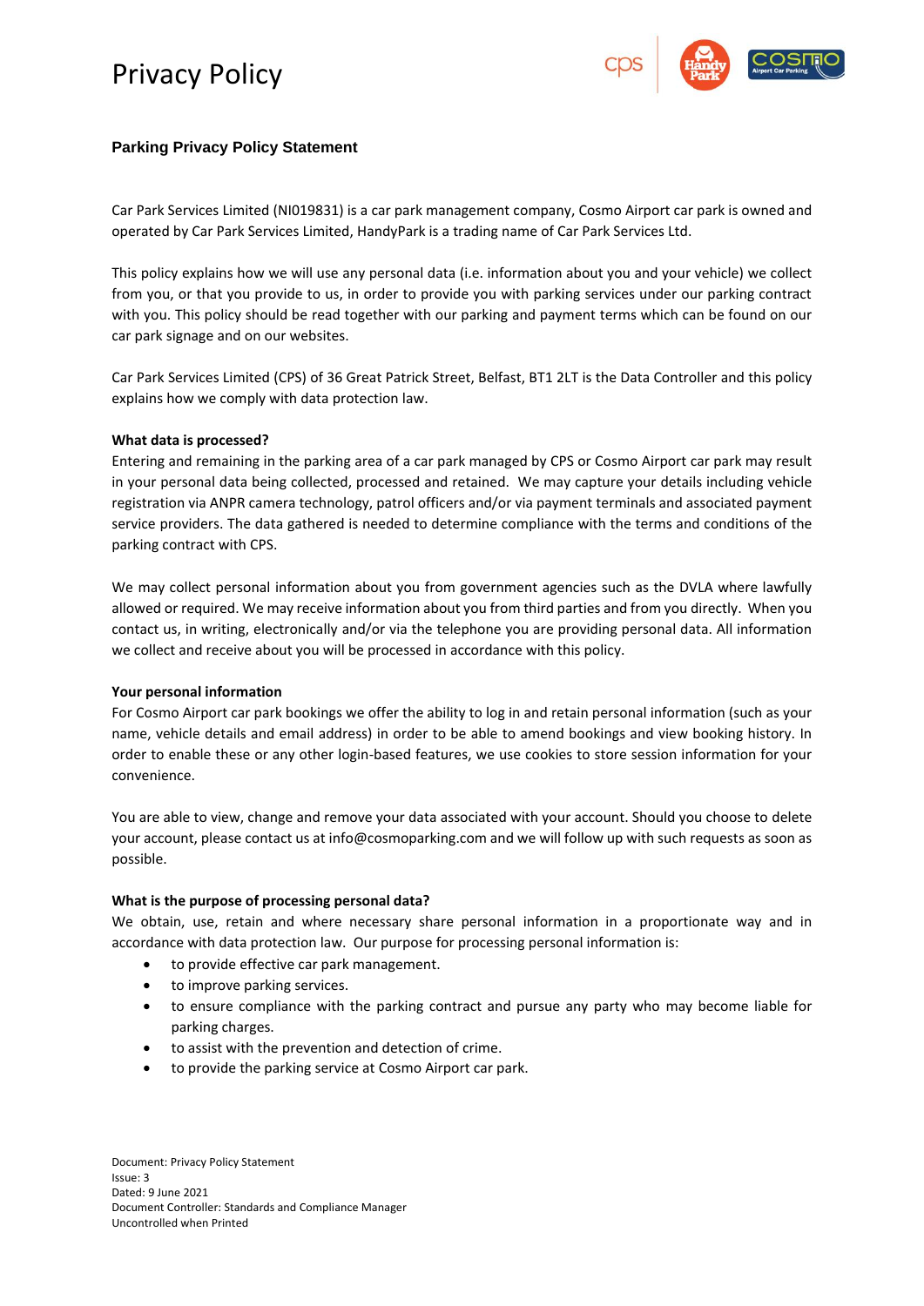# Privacy Policy

## Parking Privacy Policy Statement

Car Park Services Limited (NI019831) is a car park management company, Cosmo Airport car park is owned and operated by Car Park Services Limited, HandyPark is a trading name of Car Park Services Ltd.

This policy explains how we will use any personal data (i.e. information about you and your vehicle) we collect from you, or that you provide to us, in order to provide you with parking services under our parking contract with you. This policy should be read together with our parking and payment terms which can be found on our car park signage and on our websites.

Car Park Services Limited (CPS) of 36 Great Patrick Street, Belfast, BT1 2LT is the Data Controller and this policy explains how we comply with data protection law.

**What data is processed?**

Entering and remaining in the parking area of a car park managed by CPS or Cosmo Airport car park may result in your personal data being collected, processed and retained. We may capture your details including vehicle registration via ANPR camera technology, patrol officers and/or via payment terminals and associated payment service providers. The data gathered is needed to determine compliance with the terms and conditions of the parking contract with CPS.

We may collect personal information about you from government agencies such as the DVLA where lawfully allowed or required. We may receive information about you from third parties and from you directly. When you contact us, in writing, electronically and/or via the telephone you are providing personal data. All information we collect and receive about you will be processed in accordance with this policy.

**Your personal information**

For Cosmo Airport car park bookings we offer the ability to log in and retain personal information (such as your name, vehicle details and email address) in order to be able to amend bookings and view booking history. In order to enable these or any other login-based features, we use cookies to store session information for your convenience.

You are able to view, change and remove your data associated with your account. Should you choose to delete your account, please contact us at info@cosmoparking.com and we will follow up with such requests as soon as possible.

**What is the purpose of processing personal data?**

We obtain, use, retain and where necessary share personal information in a proportionate way and in accordance with data protection law. Our purpose for processing personal information is:

- to provide effective car park management.
- to improve parking services.
- to ensure compliance with the parking contract and pursue any party who may become liable for parking charges.
- to assist with the prevention and detection of crime.
- to provide the parking service at Cosmo Airport car park.

Document: Privacy Policy Statement
Issue: 3
Dated: 9 June 2021
Document Controller: Standards and Compliance Manager
Uncontrolled when Printed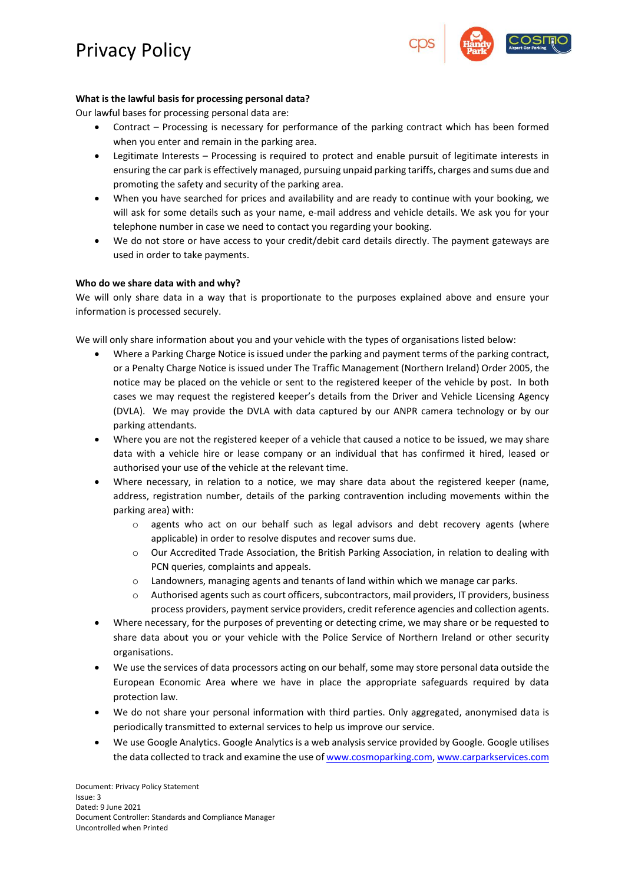**What is the lawful basis for processing personal data?**

Our lawful bases for processing personal data are:

- Contract – Processing is necessary for performance of the parking contract which has been formed when you enter and remain in the parking area.
- Legitimate Interests – Processing is required to protect and enable pursuit of legitimate interests in ensuring the car park is effectively managed, pursuing unpaid parking tariffs, charges and sums due and promoting the safety and security of the parking area.
- When you have searched for prices and availability and are ready to continue with your booking, we will ask for some details such as your name, e-mail address and vehicle details. We ask you for your telephone number in case we need to contact you regarding your booking.
- We do not store or have access to your credit/debit card details directly. The payment gateways are used in order to take payments.

**Who do we share data with and why?**

We will only share data in a way that is proportionate to the purposes explained above and ensure your information is processed securely.

We will only share information about you and your vehicle with the types of organisations listed below:

- Where a Parking Charge Notice is issued under the parking and payment terms of the parking contract, or a Penalty Charge Notice is issued under The Traffic Management (Northern Ireland) Order 2005, the notice may be placed on the vehicle or sent to the registered keeper of the vehicle by post. In both cases we may request the registered keeper's details from the Driver and Vehicle Licensing Agency (DVLA). We may provide the DVLA with data captured by our ANPR camera technology or by our parking attendants.
- Where you are not the registered keeper of a vehicle that caused a notice to be issued, we may share data with a vehicle hire or lease company or an individual that has confirmed it hired, leased or authorised your use of the vehicle at the relevant time.
- Where necessary, in relation to a notice, we may share data about the registered keeper (name, address, registration number, details of the parking contravention including movements within the parking area) with:
    - agents who act on our behalf such as legal advisors and debt recovery agents (where applicable) in order to resolve disputes and recover sums due.
    - Our Accredited Trade Association, the British Parking Association, in relation to dealing with PCN queries, complaints and appeals.
    - Landowners, managing agents and tenants of land within which we manage car parks.
    - Authorised agents such as court officers, subcontractors, mail providers, IT providers, business process providers, payment service providers, credit reference agencies and collection agents.
- Where necessary, for the purposes of preventing or detecting crime, we may share or be requested to share data about you or your vehicle with the Police Service of Northern Ireland or other security organisations.
- We use the services of data processors acting on our behalf, some may store personal data outside the European Economic Area where we have in place the appropriate safeguards required by data protection law.
- We do not share your personal information with third parties. Only aggregated, anonymised data is periodically transmitted to external services to help us improve our service.
- We use Google Analytics. Google Analytics is a web analysis service provided by Google. Google utilises the data collected to track and examine the use of www.cosmoparking.com, www.carparkservices.com

Document: Privacy Policy Statement
Issue: 3
Dated: 9 June 2021
Document Controller: Standards and Compliance Manager
Uncontrolled when Printed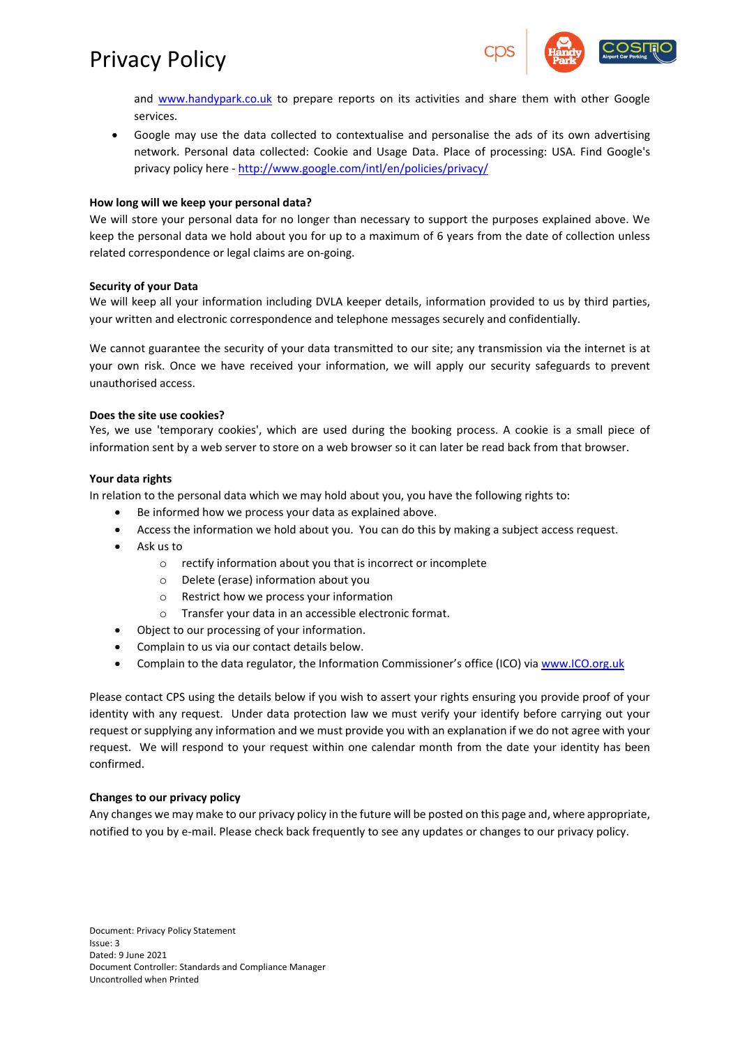and www.handypark.co.uk to prepare reports on its activities and share them with other Google services.

- Google may use the data collected to contextualise and personalise the ads of its own advertising network. Personal data collected: Cookie and Usage Data. Place of processing: USA. Find Google's privacy policy here - http://www.google.com/intl/en/policies/privacy/

**How long will we keep your personal data?**

We will store your personal data for no longer than necessary to support the purposes explained above. We keep the personal data we hold about you for up to a maximum of 6 years from the date of collection unless related correspondence or legal claims are on-going.

**Security of your Data**

We will keep all your information including DVLA keeper details, information provided to us by third parties, your written and electronic correspondence and telephone messages securely and confidentially.

We cannot guarantee the security of your data transmitted to our site; any transmission via the internet is at your own risk. Once we have received your information, we will apply our security safeguards to prevent unauthorised access.

**Does the site use cookies?**

Yes, we use 'temporary cookies', which are used during the booking process. A cookie is a small piece of information sent by a web server to store on a web browser so it can later be read back from that browser.

**Your data rights**

In relation to the personal data which we may hold about you, you have the following rights to:

- Be informed how we process your data as explained above.
- Access the information we hold about you. You can do this by making a subject access request.
- Ask us to
  - rectify information about you that is incorrect or incomplete
  - Delete (erase) information about you
  - Restrict how we process your information
  - Transfer your data in an accessible electronic format.
- Object to our processing of your information.
- Complain to us via our contact details below.
- Complain to the data regulator, the Information Commissioner's office (ICO) via www.ICO.org.uk

Please contact CPS using the details below if you wish to assert your rights ensuring you provide proof of your identity with any request. Under data protection law we must verify your identify before carrying out your request or supplying any information and we must provide you with an explanation if we do not agree with your request. We will respond to your request within one calendar month from the date your identity has been confirmed.

**Changes to our privacy policy**

Any changes we may make to our privacy policy in the future will be posted on this page and, where appropriate, notified to you by e-mail. Please check back frequently to see any updates or changes to our privacy policy.

Document: Privacy Policy Statement
Issue: 3
Dated: 9 June 2021
Document Controller: Standards and Compliance Manager
Uncontrolled when Printed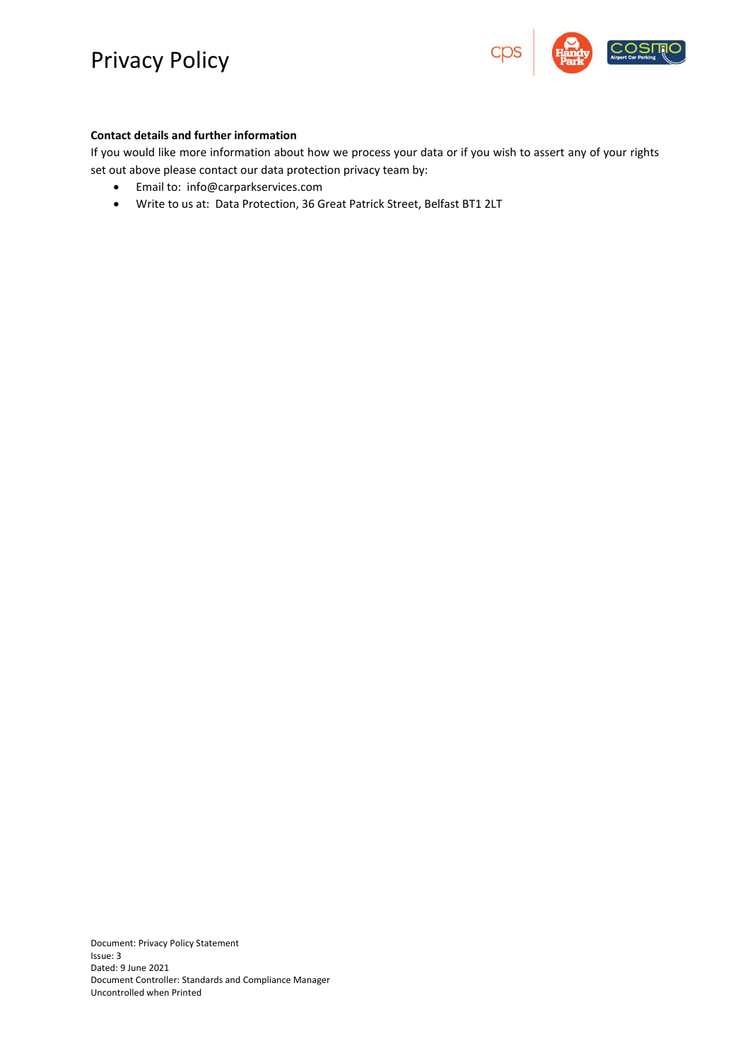**Contact details and further information**

If you would like more information about how we process your data or if you wish to assert any of your rights set out above please contact our data protection privacy team by:

- Email to: info@carparkservices.com
- Write to us at: Data Protection, 36 Great Patrick Street, Belfast BT1 2LT